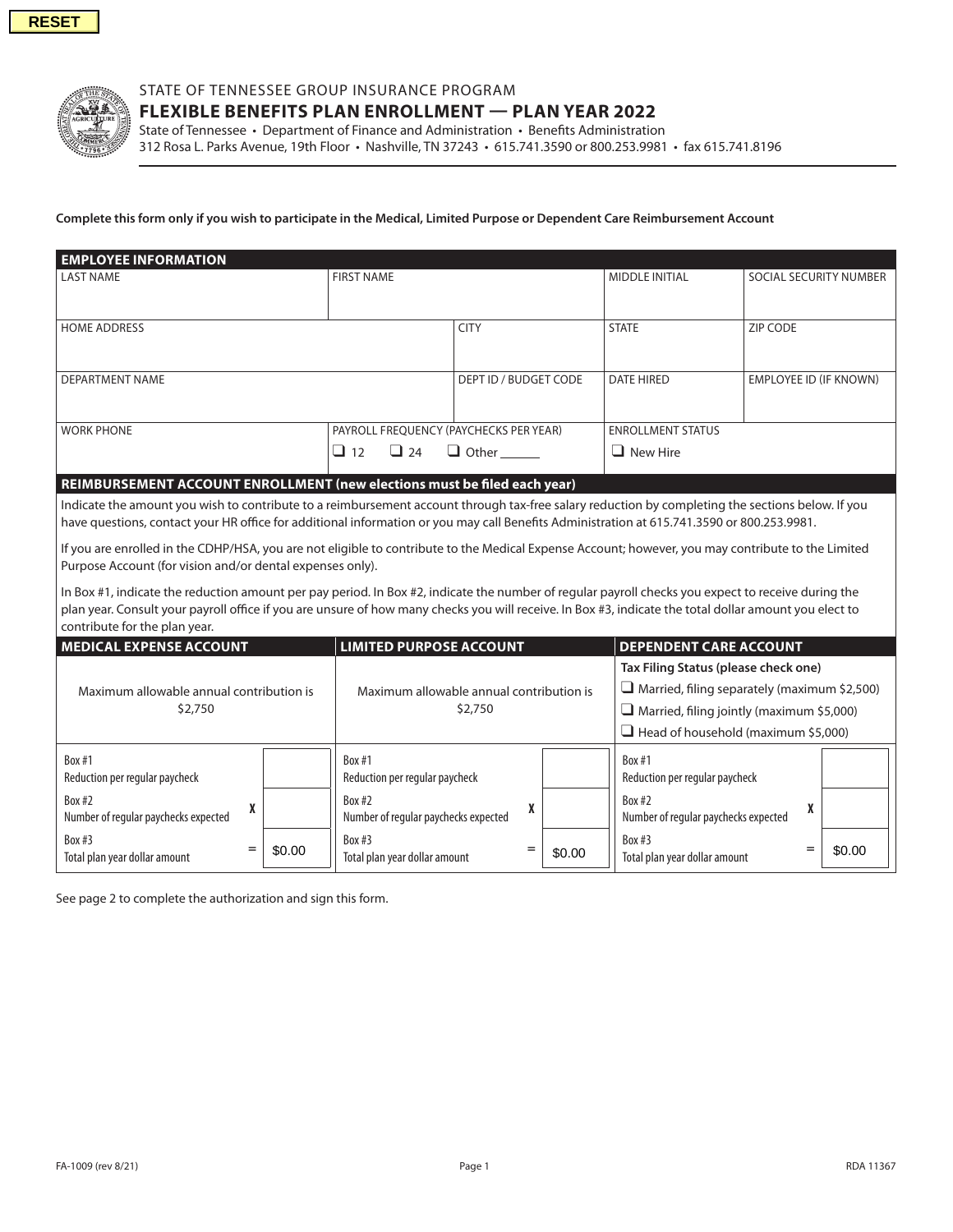RESET

STATE OF TENNESSEE GROUP INSURANCE PROGRAM

# FLEXIBLE BENEFITS PLAN ENROLLMENT — PLAN YEAR 2022

State of Tennessee • Department of Finance and Administration • Benefits Administration
312 Rosa L. Parks Avenue, 19th Floor • Nashville, TN 37243 • 615.741.3590 or 800.253.9981 • fax 615.741.8196

**Complete this form only if you wish to participate in the Medical, Limited Purpose or Dependent Care Reimbursement Account**

## EMPLOYEE INFORMATION

| LAST NAME | FIRST NAME | | MIDDLE INITIAL | SOCIAL SECURITY NUMBER |
|---|---|---|---|---|
| | | | | |
| HOME ADDRESS | | CITY | STATE | ZIP CODE |
| | | | | |
| DEPARTMENT NAME | | DEPT ID / BUDGET CODE | DATE HIRED | EMPLOYEE ID (IF KNOWN) |
| | | | | |
| WORK PHONE | PAYROLL FREQUENCY (PAYCHECKS PER YEAR) ❑ 12 ❑ 24 ❑ Other ______ | | ENROLLMENT STATUS ❑ New Hire | |

## REIMBURSEMENT ACCOUNT ENROLLMENT (new elections must be filed each year)

Indicate the amount you wish to contribute to a reimbursement account through tax-free salary reduction by completing the sections below. If you have questions, contact your HR office for additional information or you may call Benefits Administration at 615.741.3590 or 800.253.9981.

If you are enrolled in the CDHP/HSA, you are not eligible to contribute to the Medical Expense Account; however, you may contribute to the Limited Purpose Account (for vision and/or dental expenses only).

In Box #1, indicate the reduction amount per pay period. In Box #2, indicate the number of regular payroll checks you expect to receive during the plan year. Consult your payroll office if you are unsure of how many checks you will receive. In Box #3, indicate the total dollar amount you elect to contribute for the plan year.

| MEDICAL EXPENSE ACCOUNT | LIMITED PURPOSE ACCOUNT | DEPENDENT CARE ACCOUNT |
|---|---|---|
| Maximum allowable annual contribution is $2,750 | Maximum allowable annual contribution is $2,750 | **Tax Filing Status (please check one)** ❑ Married, filing separately (maximum $2,500) ❑ Married, filing jointly (maximum $5,000) ❑ Head of household (maximum $5,000) |
| Box #1 Reduction per regular paycheck: | Box #1 Reduction per regular paycheck: | Box #1 Reduction per regular paycheck: |
| Box #2 Number of regular paychecks expected X | Box #2 Number of regular paychecks expected X | Box #2 Number of regular paychecks expected X |
| Box #3 Total plan year dollar amount = $0.00 | Box #3 Total plan year dollar amount = $0.00 | Box #3 Total plan year dollar amount = $0.00 |

See page 2 to complete the authorization and sign this form.

FA-1009 (rev 8/21) RDA 11367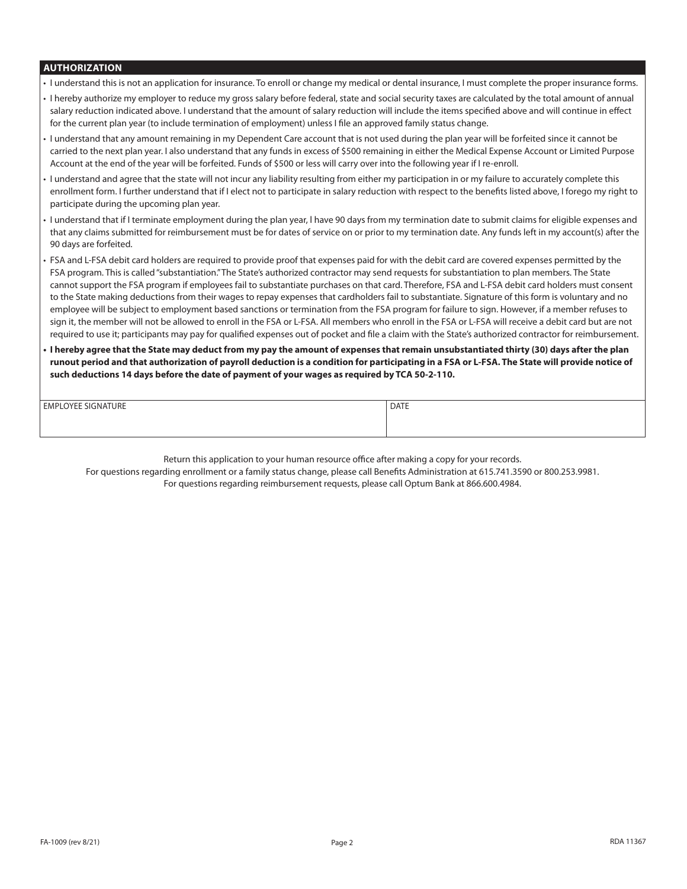## AUTHORIZATION

- I understand this is not an application for insurance. To enroll or change my medical or dental insurance, I must complete the proper insurance forms.
- I hereby authorize my employer to reduce my gross salary before federal, state and social security taxes are calculated by the total amount of annual salary reduction indicated above. I understand that the amount of salary reduction will include the items specified above and will continue in effect for the current plan year (to include termination of employment) unless I file an approved family status change.
- I understand that any amount remaining in my Dependent Care account that is not used during the plan year will be forfeited since it cannot be carried to the next plan year. I also understand that any funds in excess of $500 remaining in either the Medical Expense Account or Limited Purpose Account at the end of the year will be forfeited. Funds of $500 or less will carry over into the following year if I re-enroll.
- I understand and agree that the state will not incur any liability resulting from either my participation in or my failure to accurately complete this enrollment form. I further understand that if I elect not to participate in salary reduction with respect to the benefits listed above, I forego my right to participate during the upcoming plan year.
- I understand that if I terminate employment during the plan year, I have 90 days from my termination date to submit claims for eligible expenses and that any claims submitted for reimbursement must be for dates of service on or prior to my termination date. Any funds left in my account(s) after the 90 days are forfeited.
- FSA and L-FSA debit card holders are required to provide proof that expenses paid for with the debit card are covered expenses permitted by the FSA program. This is called "substantiation." The State's authorized contractor may send requests for substantiation to plan members. The State cannot support the FSA program if employees fail to substantiate purchases on that card. Therefore, FSA and L-FSA debit card holders must consent to the State making deductions from their wages to repay expenses that cardholders fail to substantiate. Signature of this form is voluntary and no employee will be subject to employment based sanctions or termination from the FSA program for failure to sign. However, if a member refuses to sign it, the member will not be allowed to enroll in the FSA or L-FSA. All members who enroll in the FSA or L-FSA will receive a debit card but are not required to use it; participants may pay for qualified expenses out of pocket and file a claim with the State's authorized contractor for reimbursement.
- **I hereby agree that the State may deduct from my pay the amount of expenses that remain unsubstantiated thirty (30) days after the plan runout period and that authorization of payroll deduction is a condition for participating in a FSA or L-FSA. The State will provide notice of such deductions 14 days before the date of payment of your wages as required by TCA 50-2-110.**

| EMPLOYEE SIGNATURE | DATE |
|---|---|
| | |

Return this application to your human resource office after making a copy for your records.

For questions regarding enrollment or a family status change, please call Benefits Administration at 615.741.3590 or 800.253.9981.

For questions regarding reimbursement requests, please call Optum Bank at 866.600.4984.

FA-1009 (rev 8/21) RDA 11367